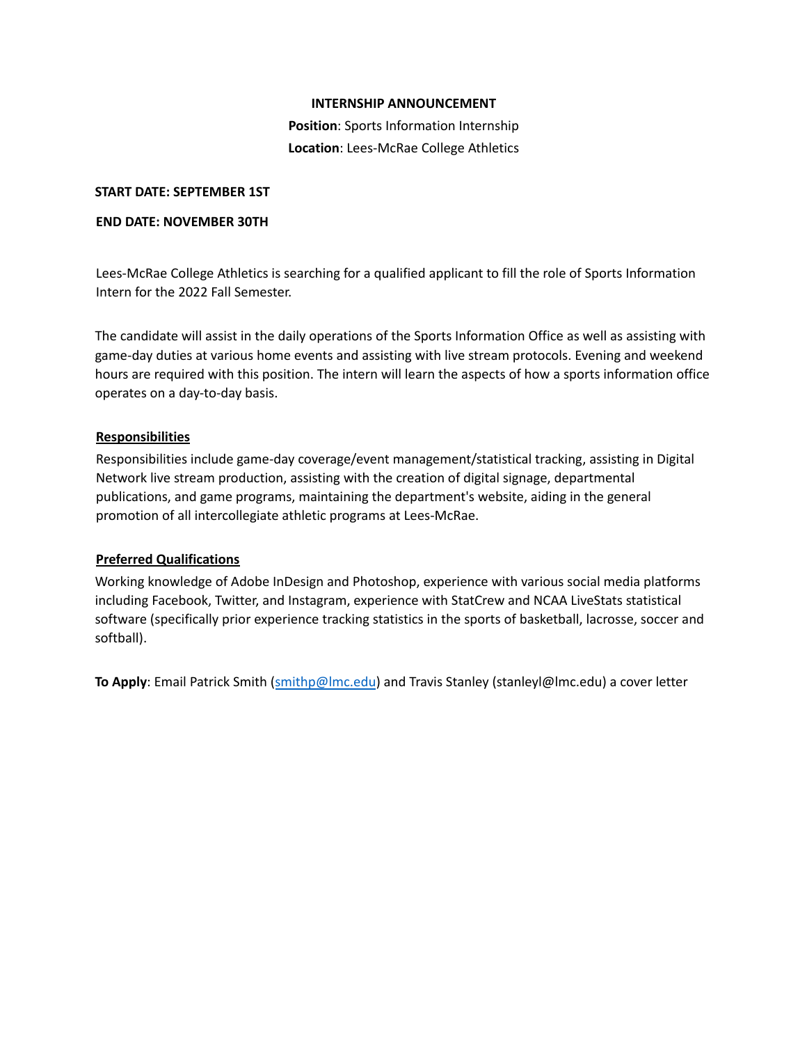**INTERNSHIP ANNOUNCEMENT**

**Position**: Sports Information Internship

**Location**: Lees-McRae College Athletics

**START DATE: SEPTEMBER 1ST**

**END DATE: NOVEMBER 30TH**

Lees-McRae College Athletics is searching for a qualified applicant to fill the role of Sports Information Intern for the 2022 Fall Semester.

The candidate will assist in the daily operations of the Sports Information Office as well as assisting with game-day duties at various home events and assisting with live stream protocols. Evening and weekend hours are required with this position. The intern will learn the aspects of how a sports information office operates on a day-to-day basis.

**Responsibilities**

Responsibilities include game-day coverage/event management/statistical tracking, assisting in Digital Network live stream production, assisting with the creation of digital signage, departmental publications, and game programs, maintaining the department's website, aiding in the general promotion of all intercollegiate athletic programs at Lees-McRae.

**Preferred Qualifications**

Working knowledge of Adobe InDesign and Photoshop, experience with various social media platforms including Facebook, Twitter, and Instagram, experience with StatCrew and NCAA LiveStats statistical software (specifically prior experience tracking statistics in the sports of basketball, lacrosse, soccer and softball).

**To Apply**: Email Patrick Smith (smithp@lmc.edu) and Travis Stanley (stanleyl@lmc.edu) a cover letter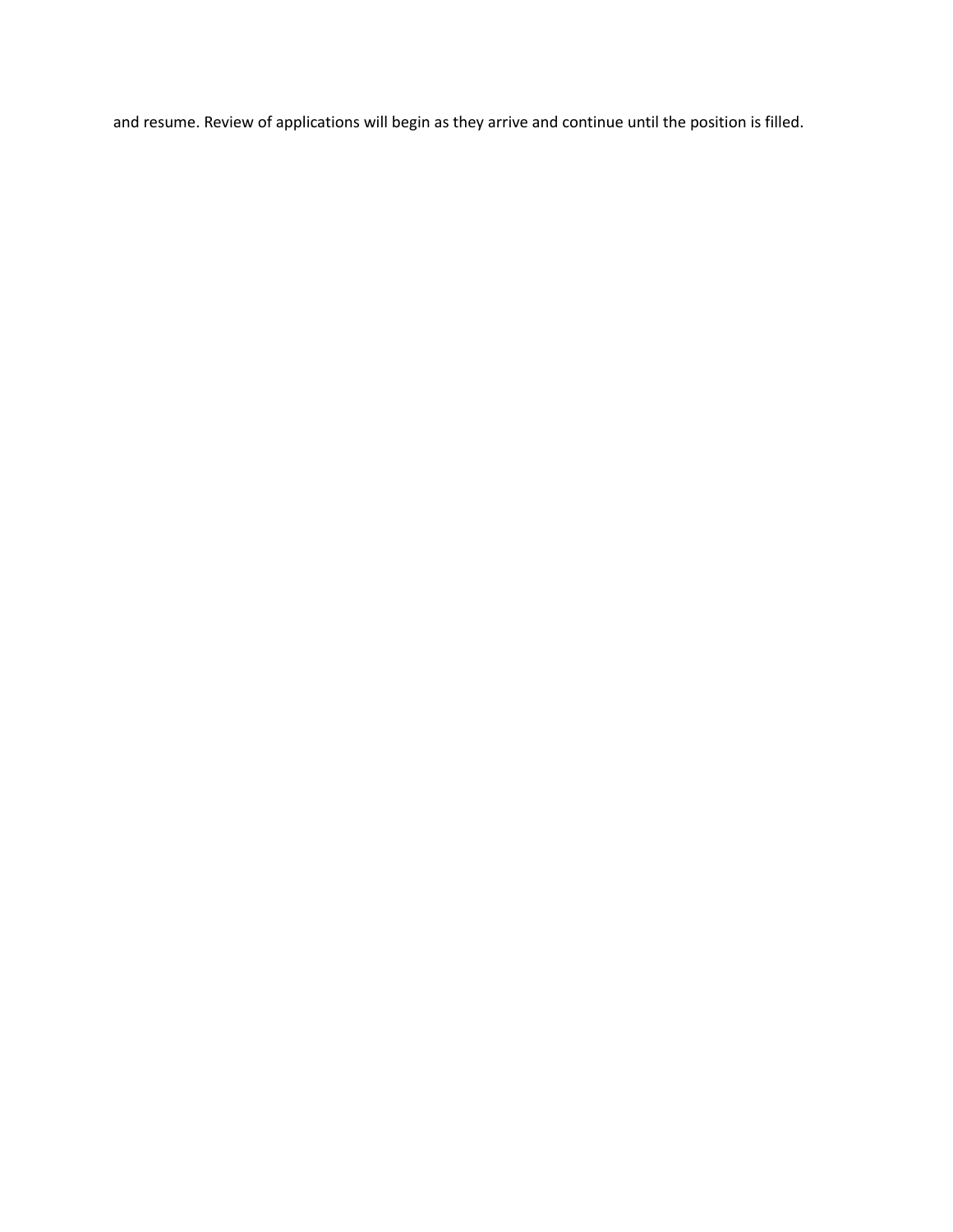and resume. Review of applications will begin as they arrive and continue until the position is filled.